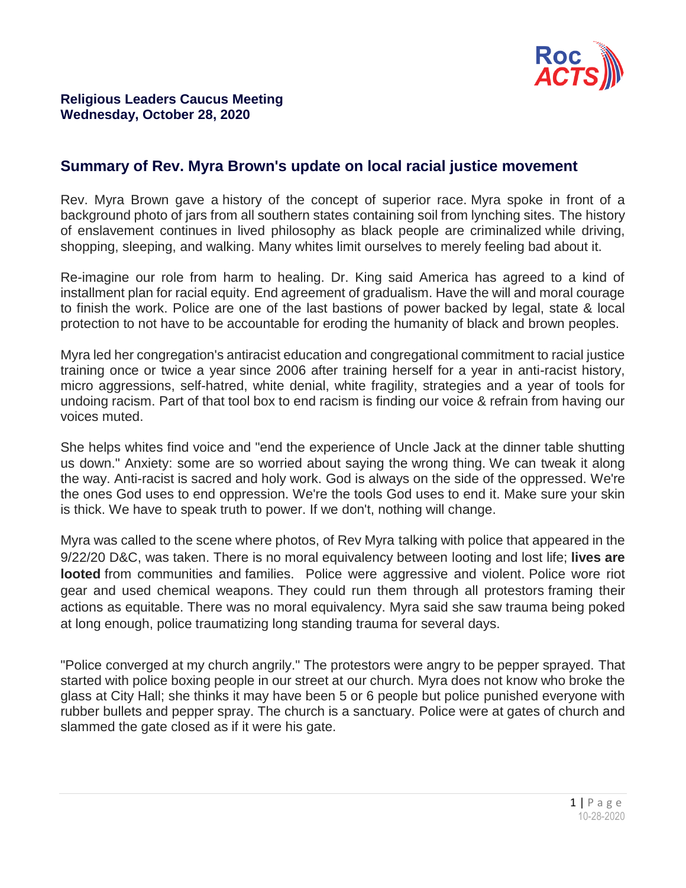**Religious Leaders Caucus Meeting**
**Wednesday, October 28, 2020**

## Summary of Rev. Myra Brown's update on local racial justice movement

Rev. Myra Brown gave a history of the concept of superior race. Myra spoke in front of a background photo of jars from all southern states containing soil from lynching sites. The history of enslavement continues in lived philosophy as black people are criminalized while driving, shopping, sleeping, and walking. Many whites limit ourselves to merely feeling bad about it.

Re-imagine our role from harm to healing. Dr. King said America has agreed to a kind of installment plan for racial equity. End agreement of gradualism. Have the will and moral courage to finish the work. Police are one of the last bastions of power backed by legal, state & local protection to not have to be accountable for eroding the humanity of black and brown peoples.

Myra led her congregation's antiracist education and congregational commitment to racial justice training once or twice a year since 2006 after training herself for a year in anti-racist history, micro aggressions, self-hatred, white denial, white fragility, strategies and a year of tools for undoing racism. Part of that tool box to end racism is finding our voice & refrain from having our voices muted.

She helps whites find voice and "end the experience of Uncle Jack at the dinner table shutting us down." Anxiety: some are so worried about saying the wrong thing. We can tweak it along the way. Anti-racist is sacred and holy work. God is always on the side of the oppressed. We're the ones God uses to end oppression. We're the tools God uses to end it. Make sure your skin is thick. We have to speak truth to power. If we don't, nothing will change.

Myra was called to the scene where photos, of Rev Myra talking with police that appeared in the 9/22/20 D&C, was taken. There is no moral equivalency between looting and lost life; **lives are looted** from communities and families. Police were aggressive and violent. Police wore riot gear and used chemical weapons. They could run them through all protestors framing their actions as equitable. There was no moral equivalency. Myra said she saw trauma being poked at long enough, police traumatizing long standing trauma for several days.

"Police converged at my church angrily." The protestors were angry to be pepper sprayed. That started with police boxing people in our street at our church. Myra does not know who broke the glass at City Hall; she thinks it may have been 5 or 6 people but police punished everyone with rubber bullets and pepper spray. The church is a sanctuary. Police were at gates of church and slammed the gate closed as if it were his gate.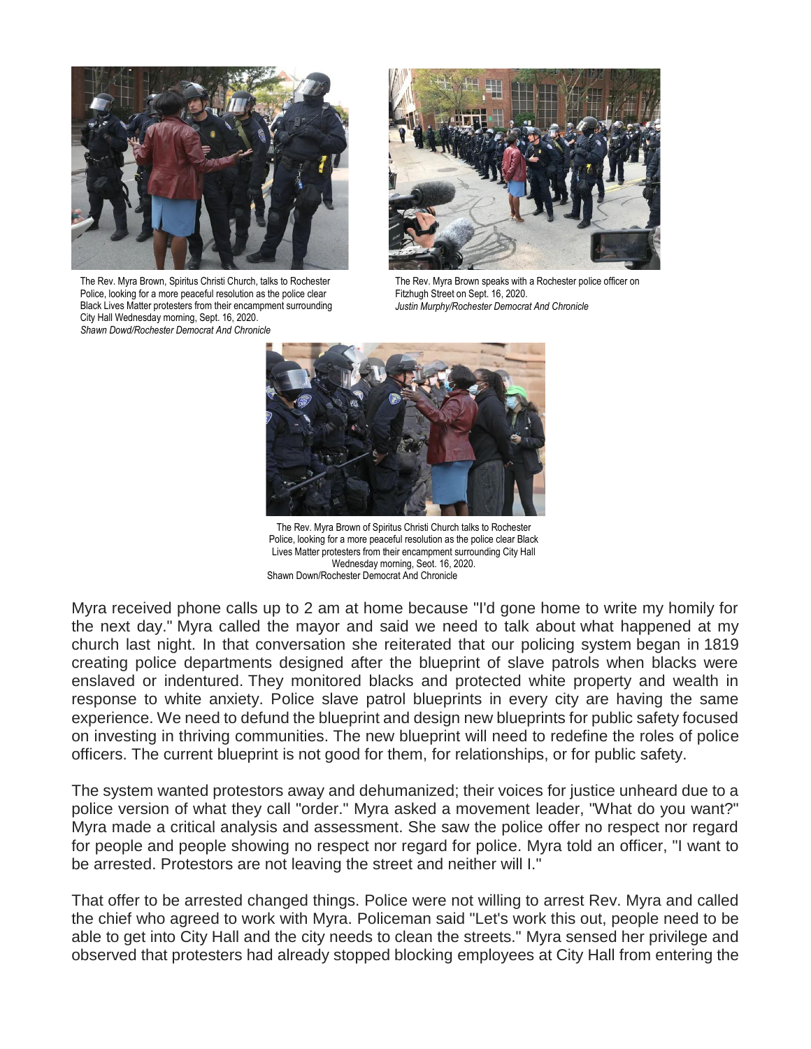The Rev. Myra Brown, Spiritus Christi Church, talks to Rochester Police, looking for a more peaceful resolution as the police clear Black Lives Matter protesters from their encampment surrounding City Hall Wednesday morning, Sept. 16, 2020.
*Shawn Dowd/Rochester Democrat And Chronicle*

The Rev. Myra Brown speaks with a Rochester police officer on Fitzhugh Street on Sept. 16, 2020.
*Justin Murphy/Rochester Democrat And Chronicle*

The Rev. Myra Brown of Spiritus Christi Church talks to Rochester Police, looking for a more peaceful resolution as the police clear Black Lives Matter protesters from their encampment surrounding City Hall Wednesday morning, Seot. 16, 2020.
Shawn Down/Rochester Democrat And Chronicle

Myra received phone calls up to 2 am at home because "I'd gone home to write my homily for the next day." Myra called the mayor and said we need to talk about what happened at my church last night. In that conversation she reiterated that our policing system began in 1819 creating police departments designed after the blueprint of slave patrols when blacks were enslaved or indentured. They monitored blacks and protected white property and wealth in response to white anxiety. Police slave patrol blueprints in every city are having the same experience. We need to defund the blueprint and design new blueprints for public safety focused on investing in thriving communities. The new blueprint will need to redefine the roles of police officers. The current blueprint is not good for them, for relationships, or for public safety.

The system wanted protestors away and dehumanized; their voices for justice unheard due to a police version of what they call "order." Myra asked a movement leader, "What do you want?" Myra made a critical analysis and assessment. She saw the police offer no respect nor regard for people and people showing no respect nor regard for police. Myra told an officer, "I want to be arrested. Protestors are not leaving the street and neither will I."

That offer to be arrested changed things. Police were not willing to arrest Rev. Myra and called the chief who agreed to work with Myra. Policeman said "Let's work this out, people need to be able to get into City Hall and the city needs to clean the streets." Myra sensed her privilege and observed that protesters had already stopped blocking employees at City Hall from entering the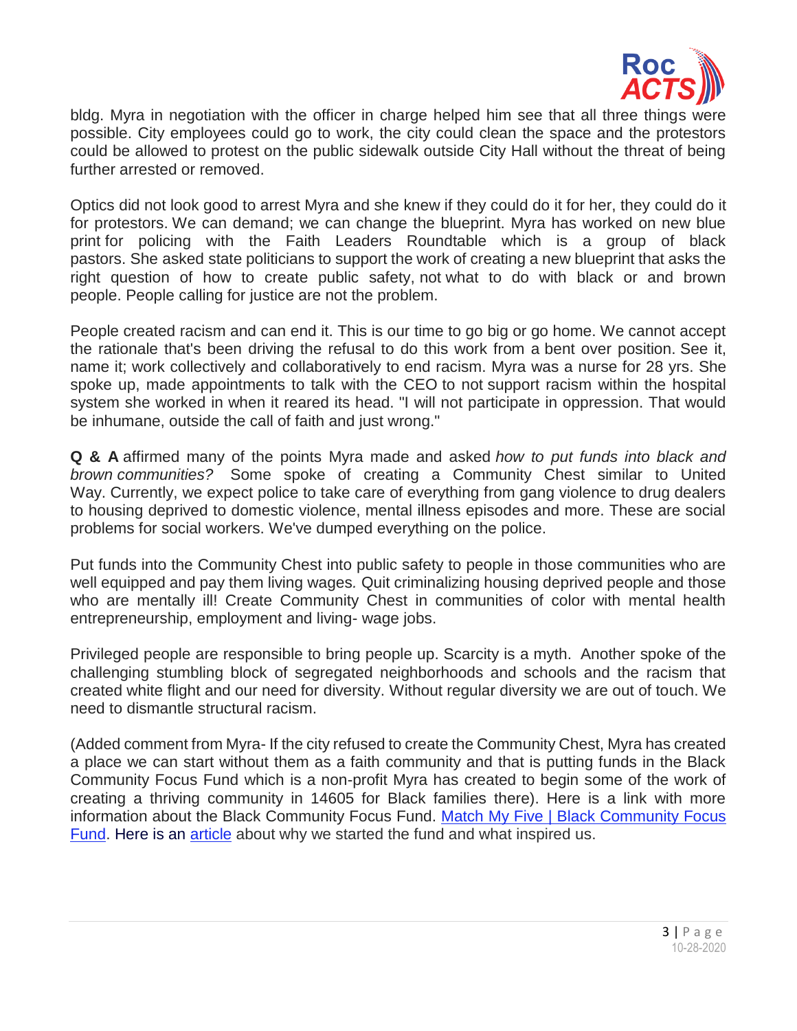bldg. Myra in negotiation with the officer in charge helped him see that all three things were possible. City employees could go to work, the city could clean the space and the protestors could be allowed to protest on the public sidewalk outside City Hall without the threat of being further arrested or removed.

Optics did not look good to arrest Myra and she knew if they could do it for her, they could do it for protestors. We can demand; we can change the blueprint. Myra has worked on new blue print for policing with the Faith Leaders Roundtable which is a group of black pastors. She asked state politicians to support the work of creating a new blueprint that asks the right question of how to create public safety, not what to do with black or and brown people. People calling for justice are not the problem.

People created racism and can end it. This is our time to go big or go home. We cannot accept the rationale that's been driving the refusal to do this work from a bent over position. See it, name it; work collectively and collaboratively to end racism. Myra was a nurse for 28 yrs. She spoke up, made appointments to talk with the CEO to not support racism within the hospital system she worked in when it reared its head. "I will not participate in oppression. That would be inhumane, outside the call of faith and just wrong."

**Q & A** affirmed many of the points Myra made and asked *how to put funds into black and brown communities?* Some spoke of creating a Community Chest similar to United Way. Currently, we expect police to take care of everything from gang violence to drug dealers to housing deprived to domestic violence, mental illness episodes and more. These are social problems for social workers. We've dumped everything on the police.

Put funds into the Community Chest into public safety to people in those communities who are well equipped and pay them living wages. Quit criminalizing housing deprived people and those who are mentally ill! Create Community Chest in communities of color with mental health entrepreneurship, employment and living- wage jobs.

Privileged people are responsible to bring people up. Scarcity is a myth. Another spoke of the challenging stumbling block of segregated neighborhoods and schools and the racism that created white flight and our need for diversity. Without regular diversity we are out of touch. We need to dismantle structural racism.

(Added comment from Myra- If the city refused to create the Community Chest, Myra has created a place we can start without them as a faith community and that is putting funds in the Black Community Focus Fund which is a non-profit Myra has created to begin some of the work of creating a thriving community in 14605 for Black families there). Here is a link with more information about the Black Community Focus Fund. Match My Five | Black Community Focus Fund. Here is an article about why we started the fund and what inspired us.